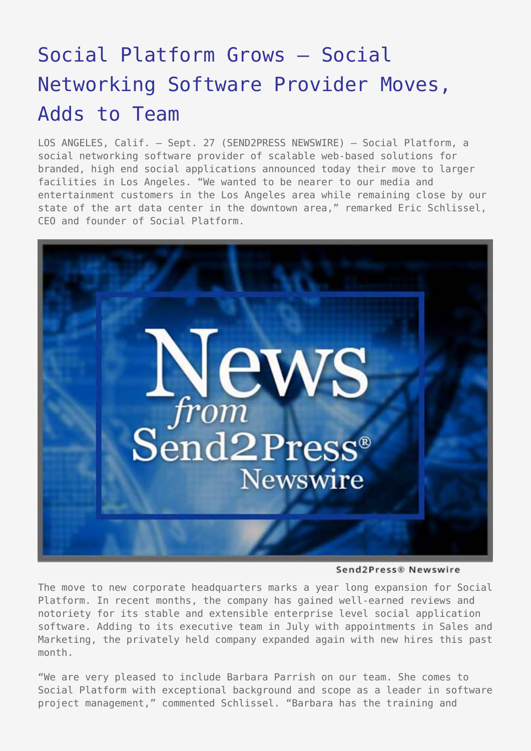# Social Platform Grows – Social Networking Software Provider Moves, Adds to Team

LOS ANGELES, Calif. – Sept. 27 (SEND2PRESS NEWSWIRE) — Social Platform, a social networking software provider of scalable web-based solutions for branded, high end social applications announced today their move to larger facilities in Los Angeles. "We wanted to be nearer to our media and entertainment customers in the Los Angeles area while remaining close by our state of the art data center in the downtown area," remarked Eric Schlissel, CEO and founder of Social Platform.

Send2Press® Newswire

The move to new corporate headquarters marks a year long expansion for Social Platform. In recent months, the company has gained well-earned reviews and notoriety for its stable and extensible enterprise level social application software. Adding to its executive team in July with appointments in Sales and Marketing, the privately held company expanded again with new hires this past month.

"We are very pleased to include Barbara Parrish on our team. She comes to Social Platform with exceptional background and scope as a leader in software project management," commented Schlissel. "Barbara has the training and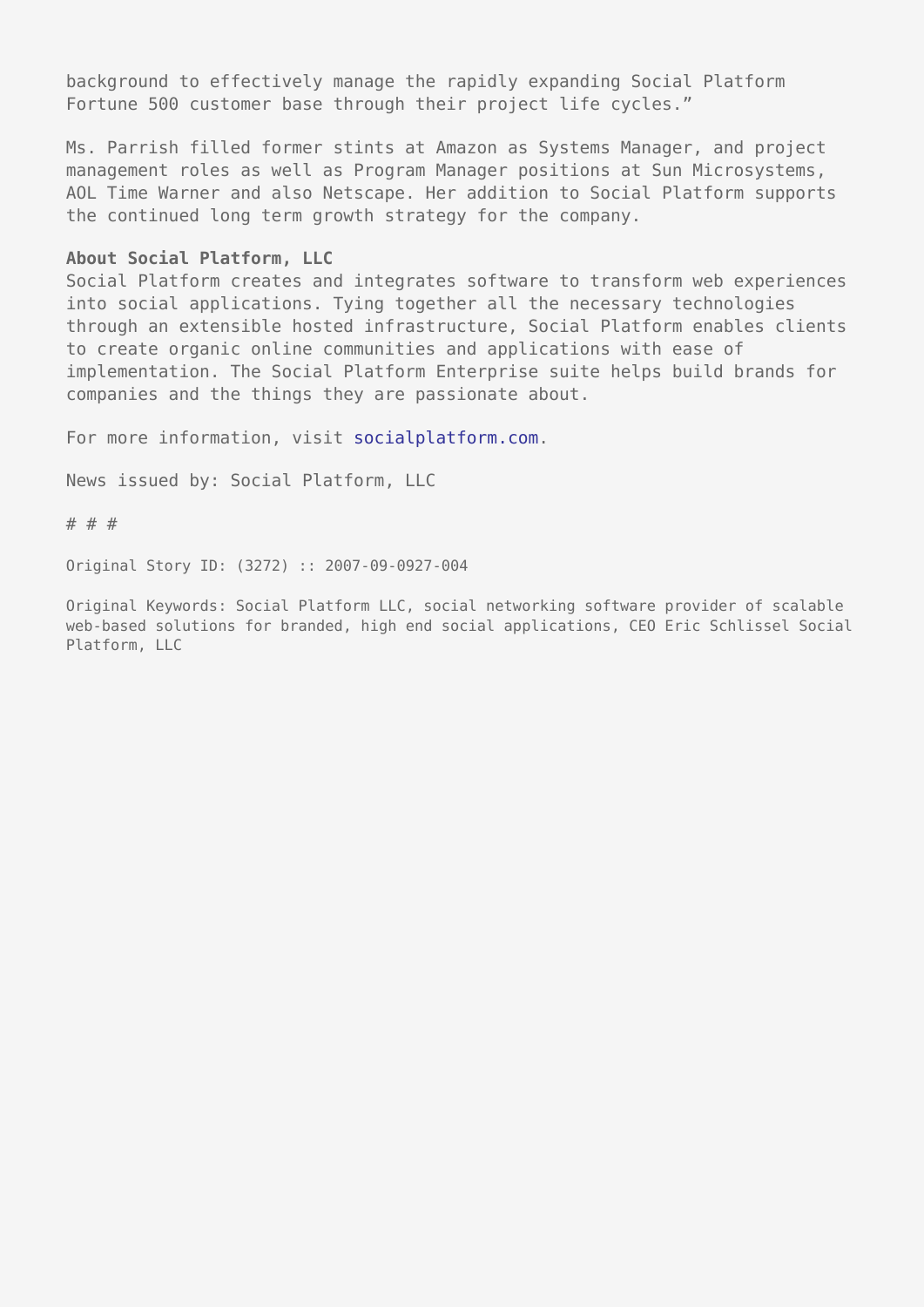background to effectively manage the rapidly expanding Social Platform Fortune 500 customer base through their project life cycles."

Ms. Parrish filled former stints at Amazon as Systems Manager, and project management roles as well as Program Manager positions at Sun Microsystems, AOL Time Warner and also Netscape. Her addition to Social Platform supports the continued long term growth strategy for the company.

**About Social Platform, LLC**
Social Platform creates and integrates software to transform web experiences into social applications. Tying together all the necessary technologies through an extensible hosted infrastructure, Social Platform enables clients to create organic online communities and applications with ease of implementation. The Social Platform Enterprise suite helps build brands for companies and the things they are passionate about.

For more information, visit socialplatform.com.

News issued by: Social Platform, LLC

# # #

Original Story ID: (3272) :: 2007-09-0927-004

Original Keywords: Social Platform LLC, social networking software provider of scalable web-based solutions for branded, high end social applications, CEO Eric Schlissel Social Platform, LLC